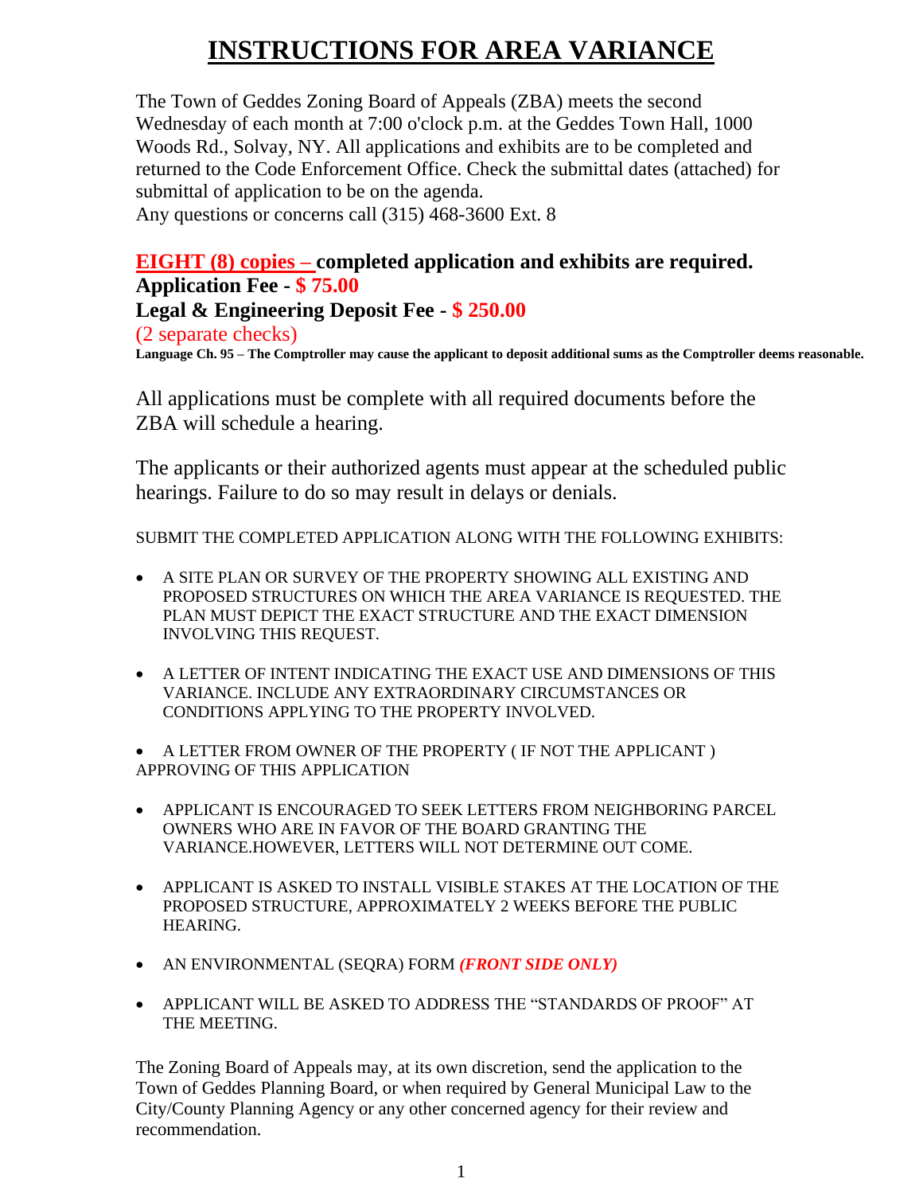# INSTRUCTIONS FOR AREA VARIANCE

The Town of Geddes Zoning Board of Appeals (ZBA) meets the second Wednesday of each month at 7:00 o'clock p.m. at the Geddes Town Hall, 1000 Woods Rd., Solvay, NY. All applications and exhibits are to be completed and returned to the Code Enforcement Office. Check the submittal dates (attached) for submittal of application to be on the agenda.
Any questions or concerns call (315) 468-3600 Ext. 8

**EIGHT (8) copies – completed application and exhibits are required.**
**Application Fee - $ 75.00**
**Legal & Engineering Deposit Fee - $ 250.00**
(2 separate checks)
**Language Ch. 95 – The Comptroller may cause the applicant to deposit additional sums as the Comptroller deems reasonable.**

All applications must be complete with all required documents before the ZBA will schedule a hearing.

The applicants or their authorized agents must appear at the scheduled public hearings. Failure to do so may result in delays or denials.

SUBMIT THE COMPLETED APPLICATION ALONG WITH THE FOLLOWING EXHIBITS:

- A SITE PLAN OR SURVEY OF THE PROPERTY SHOWING ALL EXISTING AND PROPOSED STRUCTURES ON WHICH THE AREA VARIANCE IS REQUESTED. THE PLAN MUST DEPICT THE EXACT STRUCTURE AND THE EXACT DIMENSION INVOLVING THIS REQUEST.
- A LETTER OF INTENT INDICATING THE EXACT USE AND DIMENSIONS OF THIS VARIANCE. INCLUDE ANY EXTRAORDINARY CIRCUMSTANCES OR CONDITIONS APPLYING TO THE PROPERTY INVOLVED.
- A LETTER FROM OWNER OF THE PROPERTY ( IF NOT THE APPLICANT ) APPROVING OF THIS APPLICATION
- APPLICANT IS ENCOURAGED TO SEEK LETTERS FROM NEIGHBORING PARCEL OWNERS WHO ARE IN FAVOR OF THE BOARD GRANTING THE VARIANCE.HOWEVER, LETTERS WILL NOT DETERMINE OUT COME.
- APPLICANT IS ASKED TO INSTALL VISIBLE STAKES AT THE LOCATION OF THE PROPOSED STRUCTURE, APPROXIMATELY 2 WEEKS BEFORE THE PUBLIC HEARING.
- AN ENVIRONMENTAL (SEQRA) FORM ***(FRONT SIDE ONLY)***
- APPLICANT WILL BE ASKED TO ADDRESS THE "STANDARDS OF PROOF" AT THE MEETING.

The Zoning Board of Appeals may, at its own discretion, send the application to the Town of Geddes Planning Board, or when required by General Municipal Law to the City/County Planning Agency or any other concerned agency for their review and recommendation.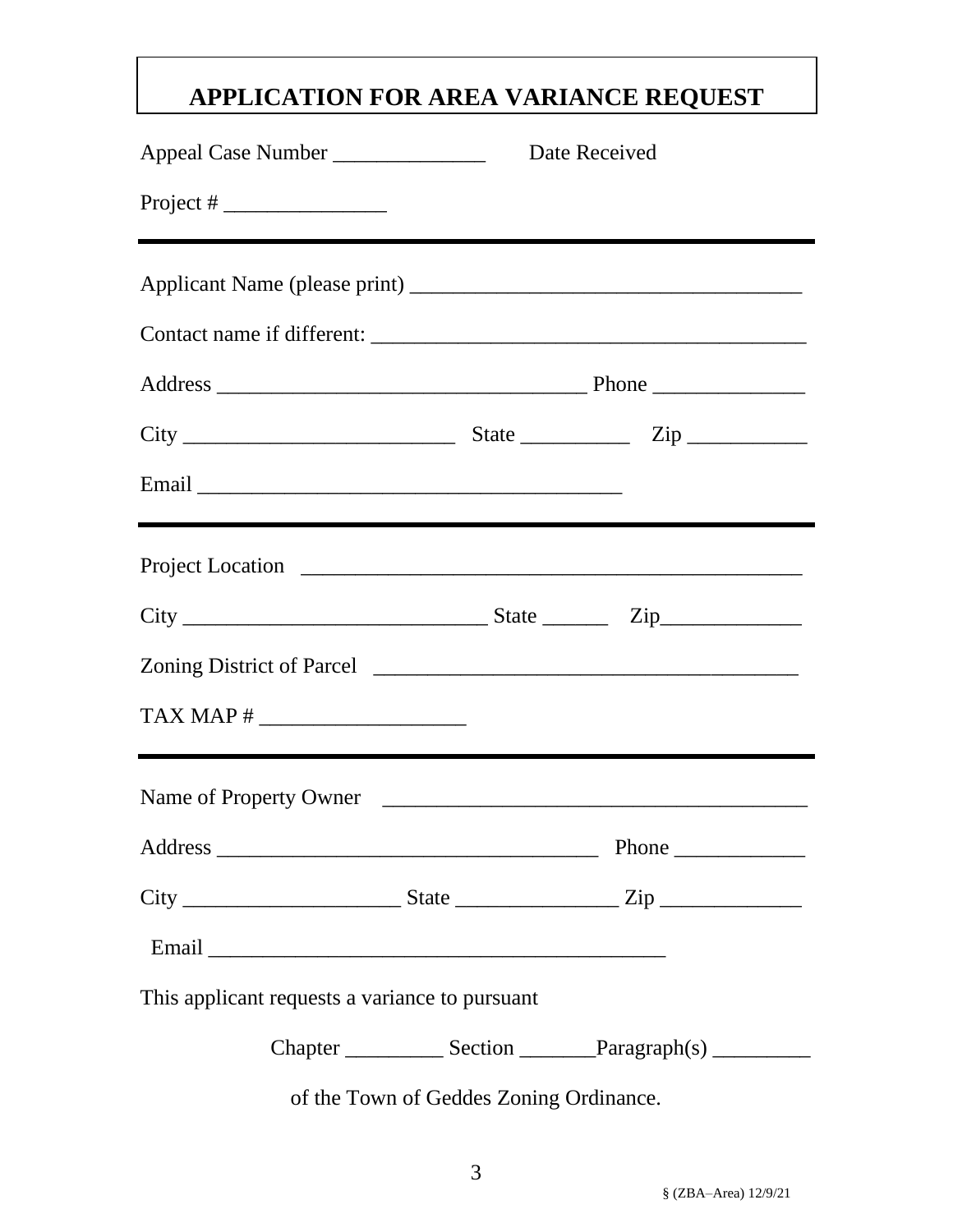# APPLICATION FOR AREA VARIANCE REQUEST

Appeal Case Number ______________ Date Received

Project # _______________

---

Applicant Name (please print) ____________________________________

Contact name if different: ________________________________________

Address __________________________________ Phone ______________

City _________________________ State __________ Zip ___________

Email _______________________________________

---

Project Location ______________________________________________

City ____________________________ State ______ Zip_____________

Zoning District of Parcel _______________________________________

TAX MAP # ___________________

---

Name of Property Owner _______________________________________

Address ___________________________________ Phone ____________

City ____________________ State _______________ Zip _____________

Email __________________________________________

This applicant requests a variance to pursuant

Chapter _________ Section _______Paragraph(s) _________

of the Town of Geddes Zoning Ordinance.

§ (ZBA–Area) 12/9/21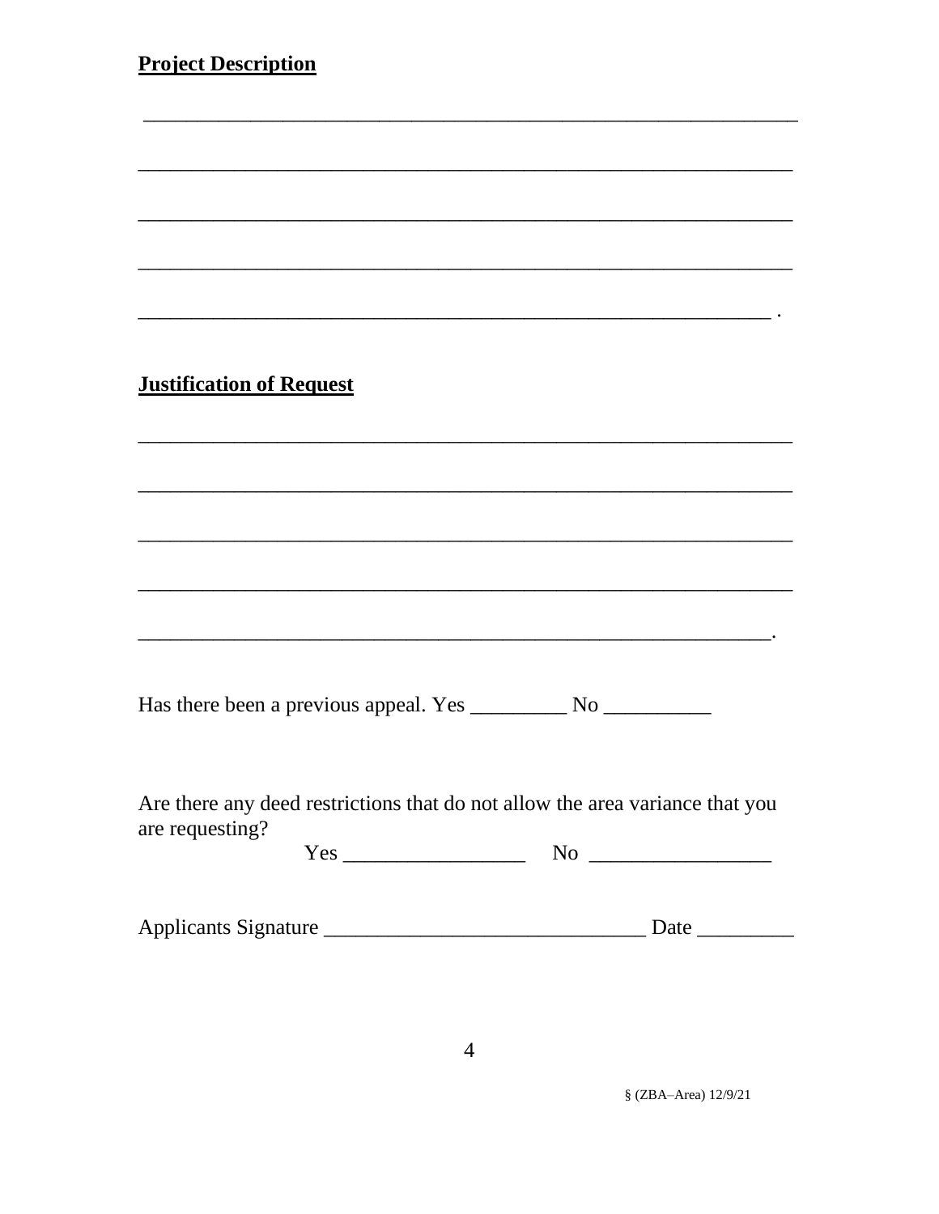**Project Description**

______________________________________________________________

______________________________________________________________

______________________________________________________________

______________________________________________________________

____________________________________________________________ .

**Justification of Request**

______________________________________________________________

______________________________________________________________

______________________________________________________________

______________________________________________________________

____________________________________________________________.

Has there been a previous appeal. Yes _________ No __________

Are there any deed restrictions that do not allow the area variance that you are requesting?

Yes _________________ No _________________

Applicants Signature ______________________________ Date _________

§ (ZBA–Area) 12/9/21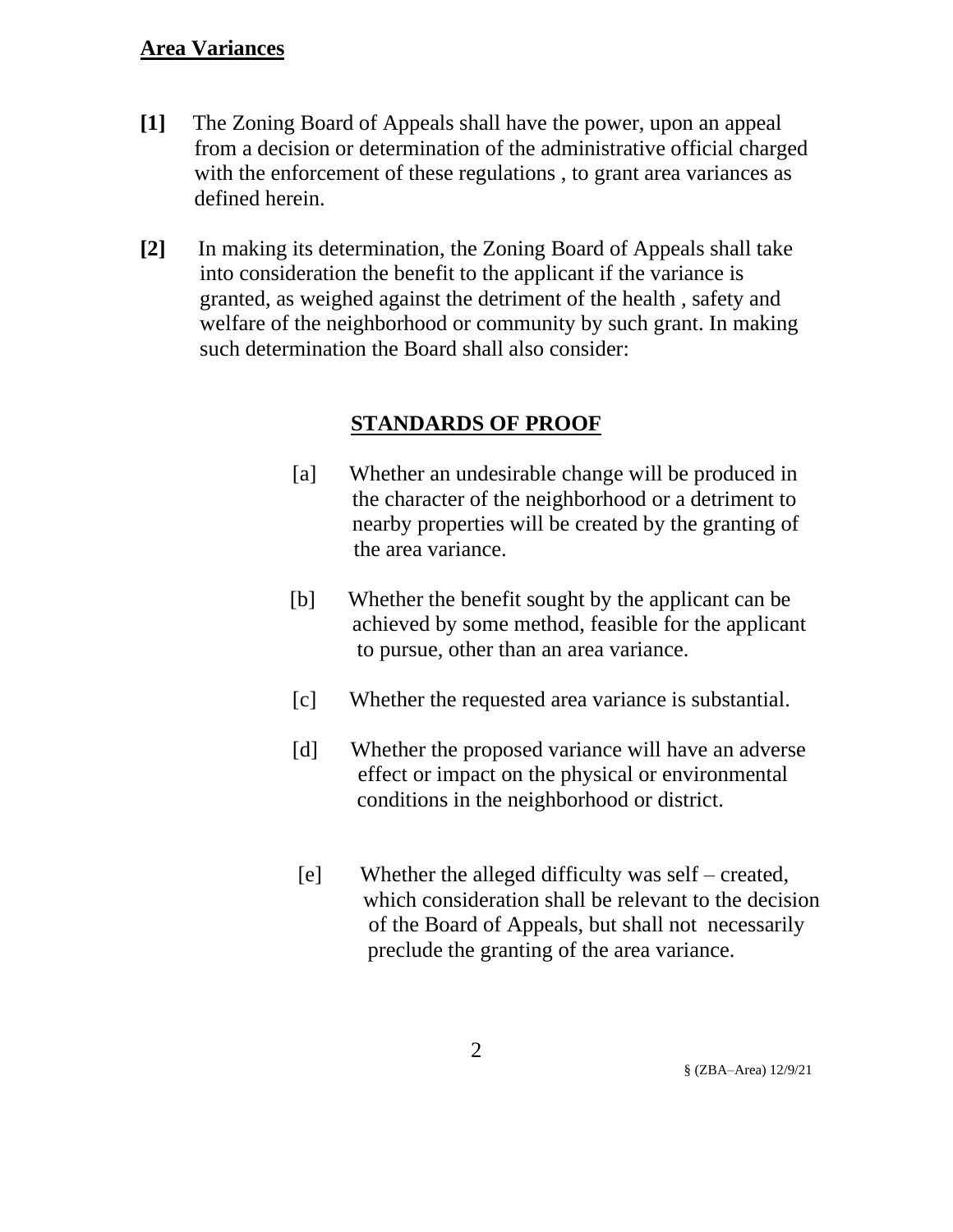## **Area Variances**

**[1]** The Zoning Board of Appeals shall have the power, upon an appeal from a decision or determination of the administrative official charged with the enforcement of these regulations , to grant area variances as defined herein.

**[2]** In making its determination, the Zoning Board of Appeals shall take into consideration the benefit to the applicant if the variance is granted, as weighed against the detriment of the health , safety and welfare of the neighborhood or community by such grant. In making such determination the Board shall also consider:

### **STANDARDS OF PROOF**

[a] Whether an undesirable change will be produced in the character of the neighborhood or a detriment to nearby properties will be created by the granting of the area variance.

[b] Whether the benefit sought by the applicant can be achieved by some method, feasible for the applicant to pursue, other than an area variance.

[c] Whether the requested area variance is substantial.

[d] Whether the proposed variance will have an adverse effect or impact on the physical or environmental conditions in the neighborhood or district.

[e] Whether the alleged difficulty was self – created, which consideration shall be relevant to the decision of the Board of Appeals, but shall not necessarily preclude the granting of the area variance.